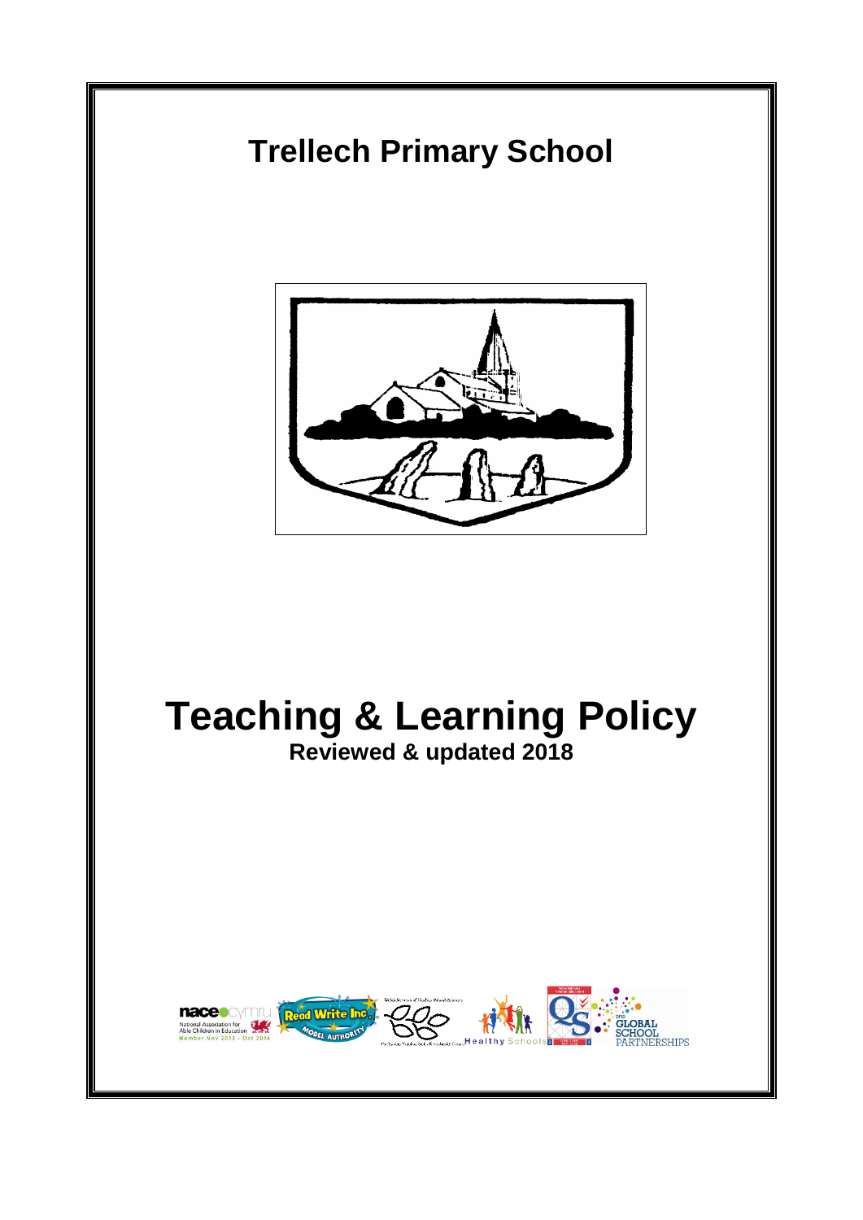# Trellech Primary School

# Teaching & Learning Policy

**Reviewed & updated 2018**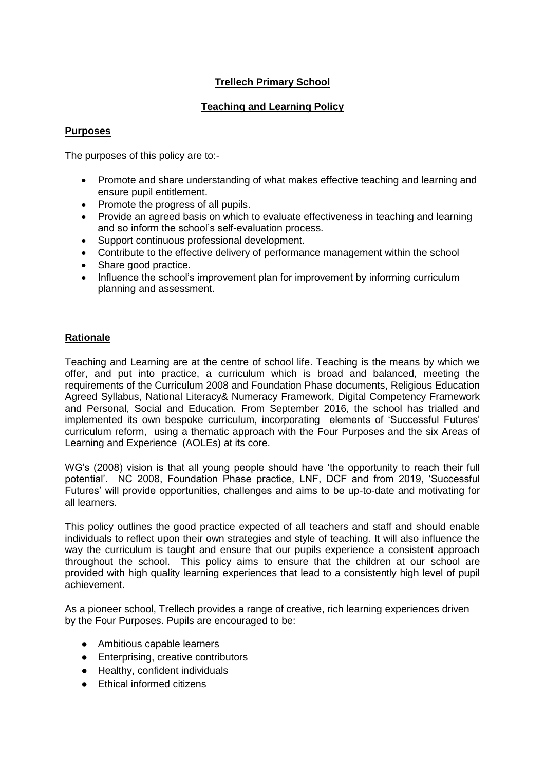# Trellech Primary School

## Teaching and Learning Policy

### Purposes

The purposes of this policy are to:-

- Promote and share understanding of what makes effective teaching and learning and ensure pupil entitlement.
- Promote the progress of all pupils.
- Provide an agreed basis on which to evaluate effectiveness in teaching and learning and so inform the school's self-evaluation process.
- Support continuous professional development.
- Contribute to the effective delivery of performance management within the school
- Share good practice.
- Influence the school's improvement plan for improvement by informing curriculum planning and assessment.

### Rationale

Teaching and Learning are at the centre of school life. Teaching is the means by which we offer, and put into practice, a curriculum which is broad and balanced, meeting the requirements of the Curriculum 2008 and Foundation Phase documents, Religious Education Agreed Syllabus, National Literacy& Numeracy Framework, Digital Competency Framework and Personal, Social and Education. From September 2016, the school has trialled and implemented its own bespoke curriculum, incorporating elements of 'Successful Futures' curriculum reform, using a thematic approach with the Four Purposes and the six Areas of Learning and Experience (AOLEs) at its core.

WG's (2008) vision is that all young people should have 'the opportunity to reach their full potential'. NC 2008, Foundation Phase practice, LNF, DCF and from 2019, 'Successful Futures' will provide opportunities, challenges and aims to be up-to-date and motivating for all learners.

This policy outlines the good practice expected of all teachers and staff and should enable individuals to reflect upon their own strategies and style of teaching. It will also influence the way the curriculum is taught and ensure that our pupils experience a consistent approach throughout the school. This policy aims to ensure that the children at our school are provided with high quality learning experiences that lead to a consistently high level of pupil achievement.

As a pioneer school, Trellech provides a range of creative, rich learning experiences driven by the Four Purposes. Pupils are encouraged to be:

- Ambitious capable learners
- Enterprising, creative contributors
- Healthy, confident individuals
- Ethical informed citizens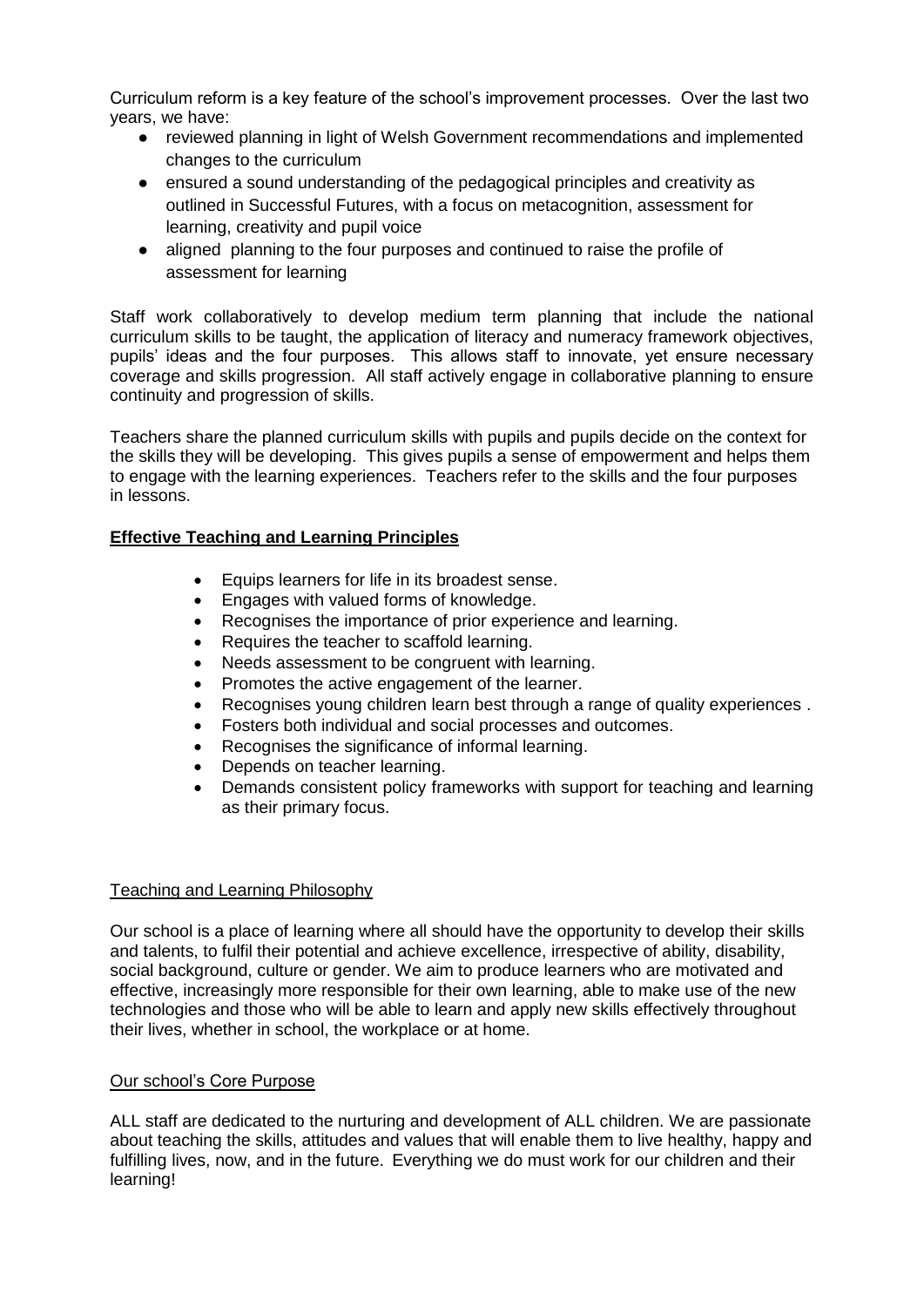Curriculum reform is a key feature of the school's improvement processes. Over the last two years, we have:

- reviewed planning in light of Welsh Government recommendations and implemented changes to the curriculum
- ensured a sound understanding of the pedagogical principles and creativity as outlined in Successful Futures, with a focus on metacognition, assessment for learning, creativity and pupil voice
- aligned planning to the four purposes and continued to raise the profile of assessment for learning

Staff work collaboratively to develop medium term planning that include the national curriculum skills to be taught, the application of literacy and numeracy framework objectives, pupils' ideas and the four purposes. This allows staff to innovate, yet ensure necessary coverage and skills progression. All staff actively engage in collaborative planning to ensure continuity and progression of skills.

Teachers share the planned curriculum skills with pupils and pupils decide on the context for the skills they will be developing. This gives pupils a sense of empowerment and helps them to engage with the learning experiences. Teachers refer to the skills and the four purposes in lessons.

## **Effective Teaching and Learning Principles**

- Equips learners for life in its broadest sense.
- Engages with valued forms of knowledge.
- Recognises the importance of prior experience and learning.
- Requires the teacher to scaffold learning.
- Needs assessment to be congruent with learning.
- Promotes the active engagement of the learner.
- Recognises young children learn best through a range of quality experiences .
- Fosters both individual and social processes and outcomes.
- Recognises the significance of informal learning.
- Depends on teacher learning.
- Demands consistent policy frameworks with support for teaching and learning as their primary focus.

### Teaching and Learning Philosophy

Our school is a place of learning where all should have the opportunity to develop their skills and talents, to fulfil their potential and achieve excellence, irrespective of ability, disability, social background, culture or gender. We aim to produce learners who are motivated and effective, increasingly more responsible for their own learning, able to make use of the new technologies and those who will be able to learn and apply new skills effectively throughout their lives, whether in school, the workplace or at home.

### Our school's Core Purpose

ALL staff are dedicated to the nurturing and development of ALL children. We are passionate about teaching the skills, attitudes and values that will enable them to live healthy, happy and fulfilling lives, now, and in the future. Everything we do must work for our children and their learning!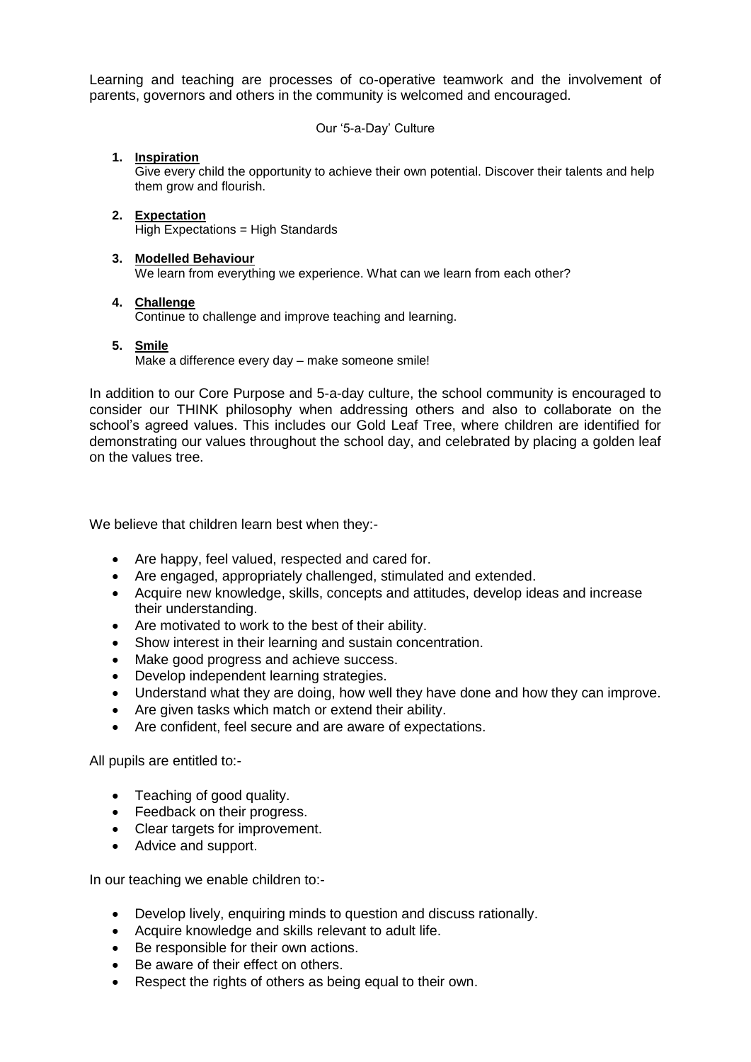Learning and teaching are processes of co-operative teamwork and the involvement of parents, governors and others in the community is welcomed and encouraged.

Our '5-a-Day' Culture

1. **Inspiration**
   Give every child the opportunity to achieve their own potential. Discover their talents and help them grow and flourish.

2. **Expectation**
   High Expectations = High Standards

3. **Modelled Behaviour**
   We learn from everything we experience. What can we learn from each other?

4. **Challenge**
   Continue to challenge and improve teaching and learning.

5. **Smile**
   Make a difference every day – make someone smile!

In addition to our Core Purpose and 5-a-day culture, the school community is encouraged to consider our THINK philosophy when addressing others and also to collaborate on the school's agreed values. This includes our Gold Leaf Tree, where children are identified for demonstrating our values throughout the school day, and celebrated by placing a golden leaf on the values tree.

We believe that children learn best when they:-

- Are happy, feel valued, respected and cared for.
- Are engaged, appropriately challenged, stimulated and extended.
- Acquire new knowledge, skills, concepts and attitudes, develop ideas and increase their understanding.
- Are motivated to work to the best of their ability.
- Show interest in their learning and sustain concentration.
- Make good progress and achieve success.
- Develop independent learning strategies.
- Understand what they are doing, how well they have done and how they can improve.
- Are given tasks which match or extend their ability.
- Are confident, feel secure and are aware of expectations.

All pupils are entitled to:-

- Teaching of good quality.
- Feedback on their progress.
- Clear targets for improvement.
- Advice and support.

In our teaching we enable children to:-

- Develop lively, enquiring minds to question and discuss rationally.
- Acquire knowledge and skills relevant to adult life.
- Be responsible for their own actions.
- Be aware of their effect on others.
- Respect the rights of others as being equal to their own.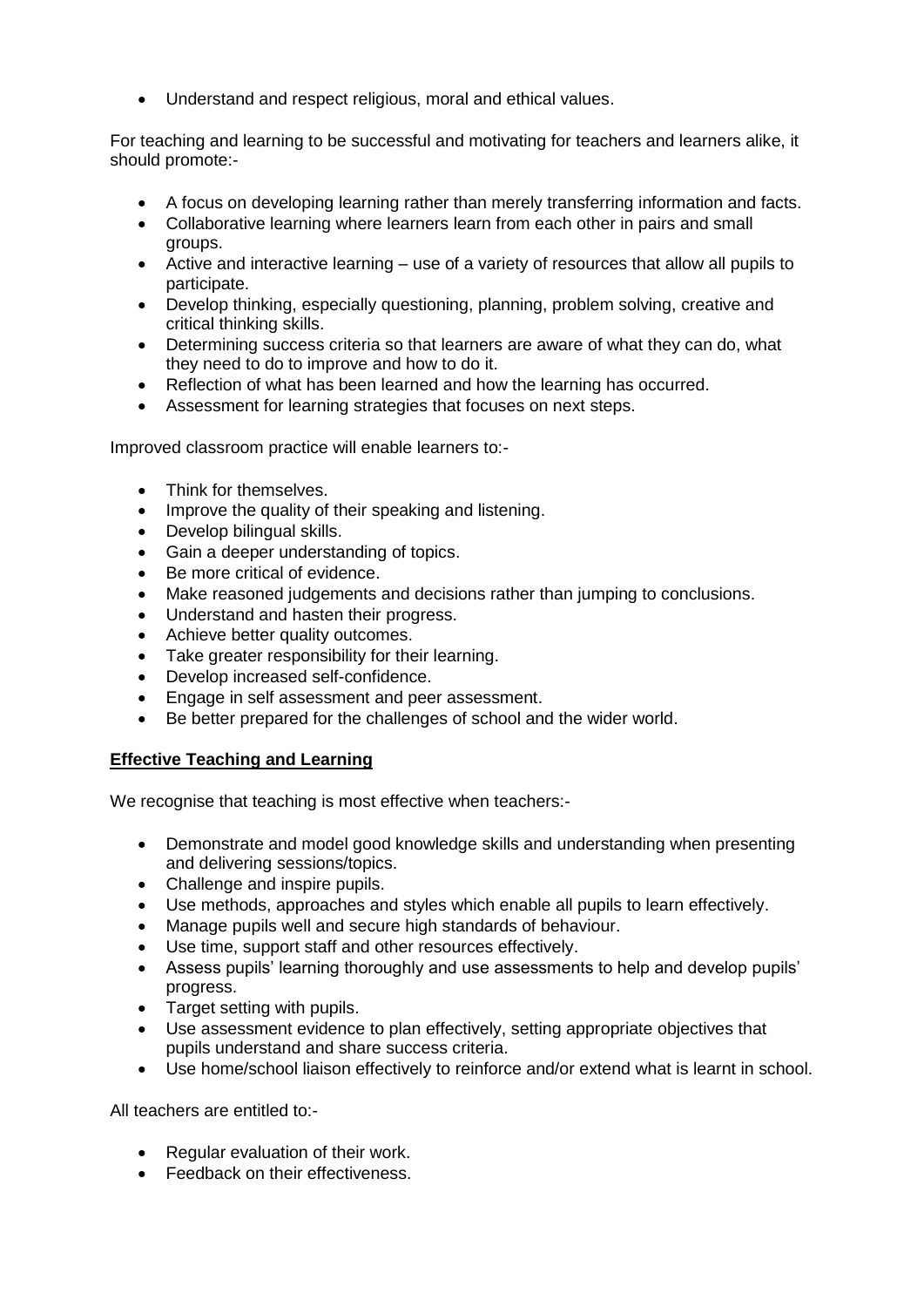- Understand and respect religious, moral and ethical values.

For teaching and learning to be successful and motivating for teachers and learners alike, it should promote:-

- A focus on developing learning rather than merely transferring information and facts.
- Collaborative learning where learners learn from each other in pairs and small groups.
- Active and interactive learning – use of a variety of resources that allow all pupils to participate.
- Develop thinking, especially questioning, planning, problem solving, creative and critical thinking skills.
- Determining success criteria so that learners are aware of what they can do, what they need to do to improve and how to do it.
- Reflection of what has been learned and how the learning has occurred.
- Assessment for learning strategies that focuses on next steps.

Improved classroom practice will enable learners to:-

- Think for themselves.
- Improve the quality of their speaking and listening.
- Develop bilingual skills.
- Gain a deeper understanding of topics.
- Be more critical of evidence.
- Make reasoned judgements and decisions rather than jumping to conclusions.
- Understand and hasten their progress.
- Achieve better quality outcomes.
- Take greater responsibility for their learning.
- Develop increased self-confidence.
- Engage in self assessment and peer assessment.
- Be better prepared for the challenges of school and the wider world.

**Effective Teaching and Learning**

We recognise that teaching is most effective when teachers:-

- Demonstrate and model good knowledge skills and understanding when presenting and delivering sessions/topics.
- Challenge and inspire pupils.
- Use methods, approaches and styles which enable all pupils to learn effectively.
- Manage pupils well and secure high standards of behaviour.
- Use time, support staff and other resources effectively.
- Assess pupils' learning thoroughly and use assessments to help and develop pupils' progress.
- Target setting with pupils.
- Use assessment evidence to plan effectively, setting appropriate objectives that pupils understand and share success criteria.
- Use home/school liaison effectively to reinforce and/or extend what is learnt in school.

All teachers are entitled to:-

- Regular evaluation of their work.
- Feedback on their effectiveness.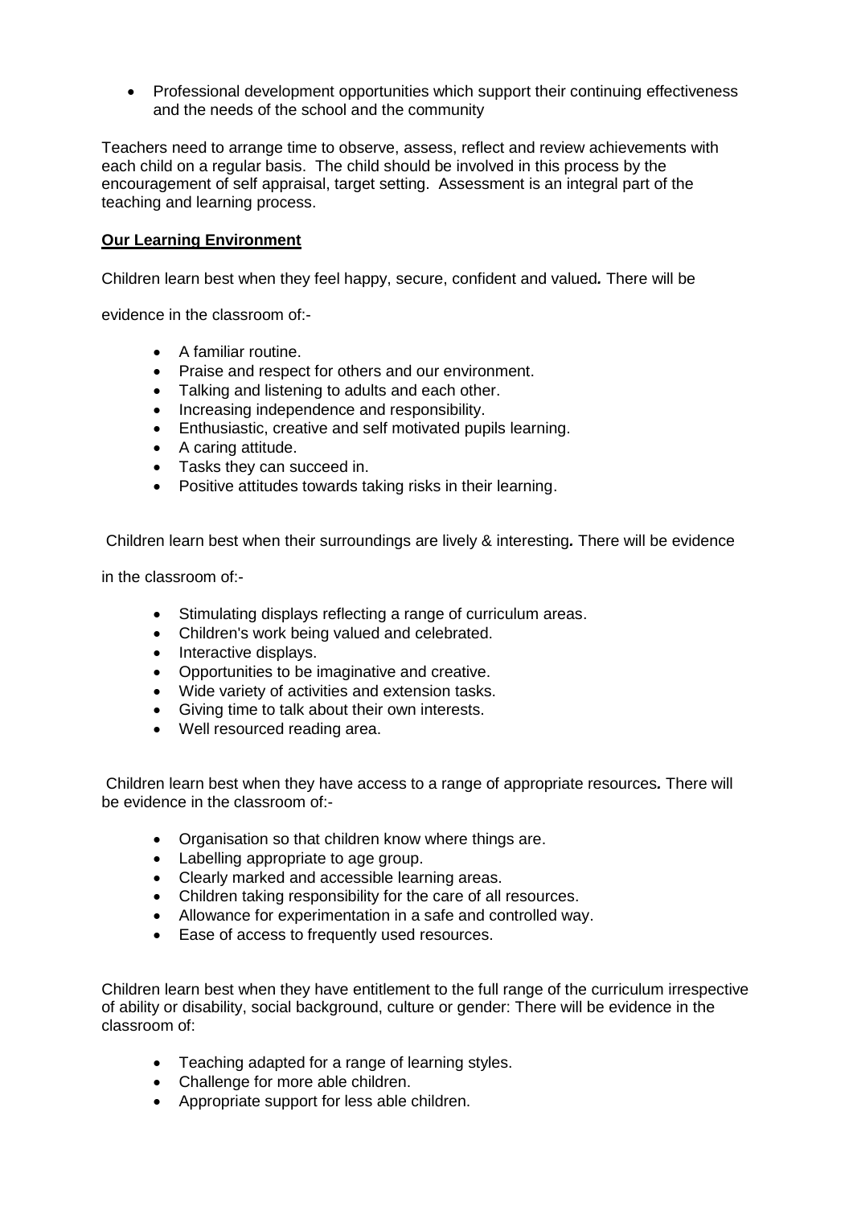- Professional development opportunities which support their continuing effectiveness and the needs of the school and the community

Teachers need to arrange time to observe, assess, reflect and review achievements with each child on a regular basis. The child should be involved in this process by the encouragement of self appraisal, target setting. Assessment is an integral part of the teaching and learning process.

**Our Learning Environment**

Children learn best when they feel happy, secure, confident and valued*.* There will be

evidence in the classroom of:-

- A familiar routine.
- Praise and respect for others and our environment.
- Talking and listening to adults and each other.
- Increasing independence and responsibility.
- Enthusiastic, creative and self motivated pupils learning.
- A caring attitude.
- Tasks they can succeed in.
- Positive attitudes towards taking risks in their learning.

Children learn best when their surroundings are lively & interesting**.** There will be evidence

in the classroom of:-

- Stimulating displays reflecting a range of curriculum areas.
- Children's work being valued and celebrated.
- Interactive displays.
- Opportunities to be imaginative and creative.
- Wide variety of activities and extension tasks.
- Giving time to talk about their own interests.
- Well resourced reading area.

Children learn best when they have access to a range of appropriate resources*.* There will be evidence in the classroom of:-

- Organisation so that children know where things are.
- Labelling appropriate to age group.
- Clearly marked and accessible learning areas.
- Children taking responsibility for the care of all resources.
- Allowance for experimentation in a safe and controlled way.
- Ease of access to frequently used resources.

Children learn best when they have entitlement to the full range of the curriculum irrespective of ability or disability, social background, culture or gender: There will be evidence in the classroom of:

- Teaching adapted for a range of learning styles.
- Challenge for more able children.
- Appropriate support for less able children.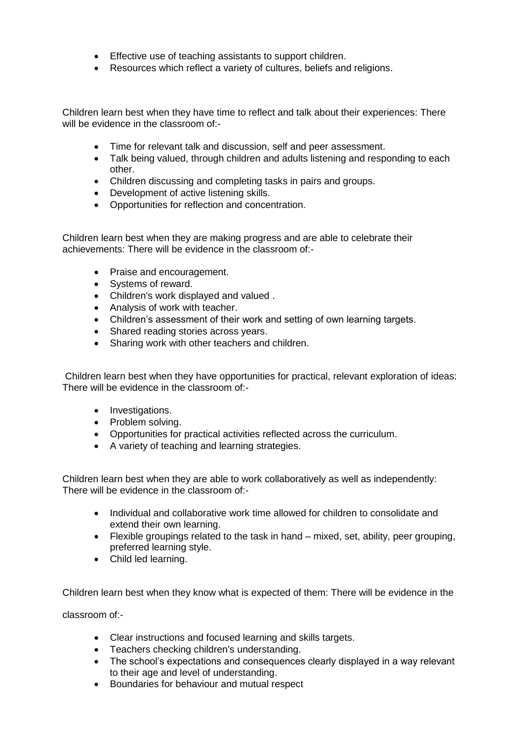- Effective use of teaching assistants to support children.
- Resources which reflect a variety of cultures, beliefs and religions.

Children learn best when they have time to reflect and talk about their experiences: There will be evidence in the classroom of:-

- Time for relevant talk and discussion, self and peer assessment.
- Talk being valued, through children and adults listening and responding to each other.
- Children discussing and completing tasks in pairs and groups.
- Development of active listening skills.
- Opportunities for reflection and concentration.

Children learn best when they are making progress and are able to celebrate their achievements: There will be evidence in the classroom of:-

- Praise and encouragement.
- Systems of reward.
- Children's work displayed and valued .
- Analysis of work with teacher.
- Children's assessment of their work and setting of own learning targets.
- Shared reading stories across years.
- Sharing work with other teachers and children.

Children learn best when they have opportunities for practical, relevant exploration of ideas: There will be evidence in the classroom of:-

- Investigations.
- Problem solving.
- Opportunities for practical activities reflected across the curriculum.
- A variety of teaching and learning strategies.

Children learn best when they are able to work collaboratively as well as independently: There will be evidence in the classroom of:-

- Individual and collaborative work time allowed for children to consolidate and extend their own learning.
- Flexible groupings related to the task in hand – mixed, set, ability, peer grouping, preferred learning style.
- Child led learning.

Children learn best when they know what is expected of them: There will be evidence in the classroom of:-

- Clear instructions and focused learning and skills targets.
- Teachers checking children's understanding.
- The school's expectations and consequences clearly displayed in a way relevant to their age and level of understanding.
- Boundaries for behaviour and mutual respect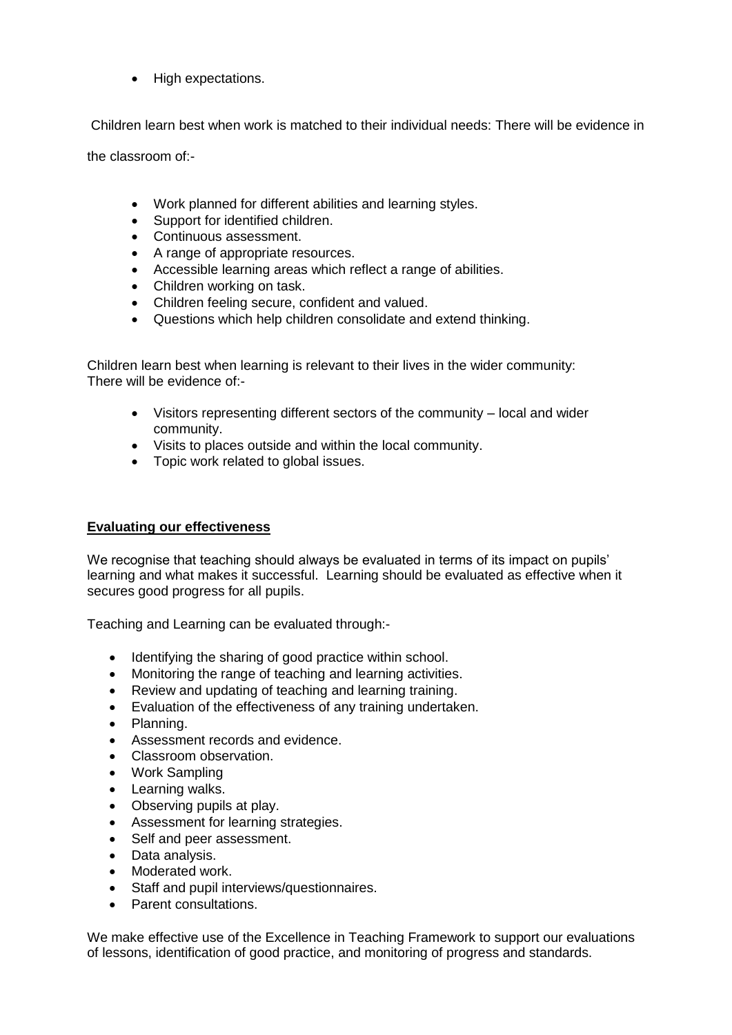- High expectations.

Children learn best when work is matched to their individual needs: There will be evidence in the classroom of:-

- Work planned for different abilities and learning styles.
- Support for identified children.
- Continuous assessment.
- A range of appropriate resources.
- Accessible learning areas which reflect a range of abilities.
- Children working on task.
- Children feeling secure, confident and valued.
- Questions which help children consolidate and extend thinking.

Children learn best when learning is relevant to their lives in the wider community: There will be evidence of:-

- Visitors representing different sectors of the community – local and wider community.
- Visits to places outside and within the local community.
- Topic work related to global issues.

**Evaluating our effectiveness**

We recognise that teaching should always be evaluated in terms of its impact on pupils' learning and what makes it successful. Learning should be evaluated as effective when it secures good progress for all pupils.

Teaching and Learning can be evaluated through:-

- Identifying the sharing of good practice within school.
- Monitoring the range of teaching and learning activities.
- Review and updating of teaching and learning training.
- Evaluation of the effectiveness of any training undertaken.
- Planning.
- Assessment records and evidence.
- Classroom observation.
- Work Sampling
- Learning walks.
- Observing pupils at play.
- Assessment for learning strategies.
- Self and peer assessment.
- Data analysis.
- Moderated work.
- Staff and pupil interviews/questionnaires.
- Parent consultations.

We make effective use of the Excellence in Teaching Framework to support our evaluations of lessons, identification of good practice, and monitoring of progress and standards.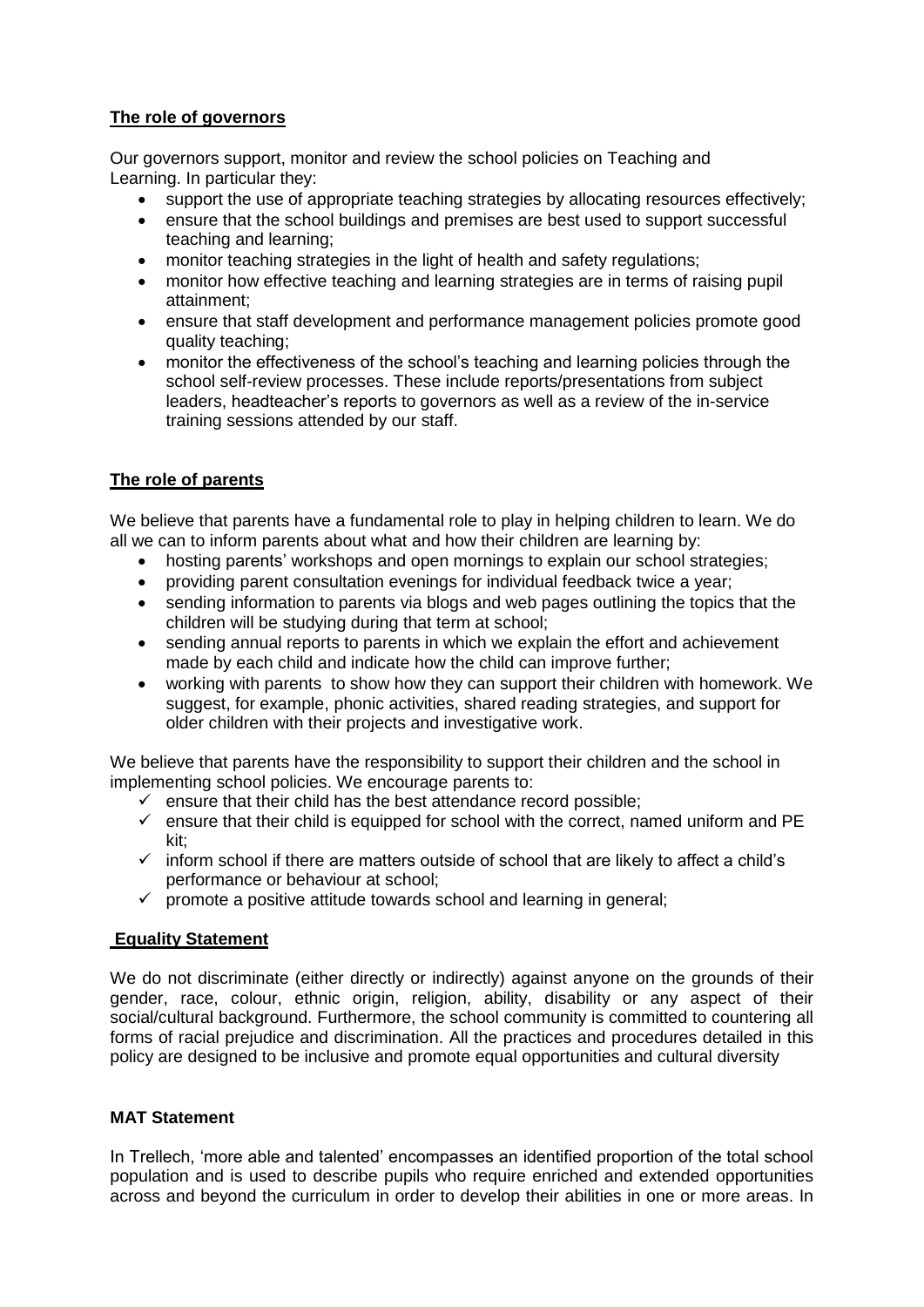**The role of governors**

Our governors support, monitor and review the school policies on Teaching and Learning. In particular they:

- support the use of appropriate teaching strategies by allocating resources effectively;
- ensure that the school buildings and premises are best used to support successful teaching and learning;
- monitor teaching strategies in the light of health and safety regulations;
- monitor how effective teaching and learning strategies are in terms of raising pupil attainment;
- ensure that staff development and performance management policies promote good quality teaching;
- monitor the effectiveness of the school's teaching and learning policies through the school self-review processes. These include reports/presentations from subject leaders, headteacher's reports to governors as well as a review of the in-service training sessions attended by our staff.

**The role of parents**

We believe that parents have a fundamental role to play in helping children to learn. We do all we can to inform parents about what and how their children are learning by:

- hosting parents' workshops and open mornings to explain our school strategies;
- providing parent consultation evenings for individual feedback twice a year;
- sending information to parents via blogs and web pages outlining the topics that the children will be studying during that term at school;
- sending annual reports to parents in which we explain the effort and achievement made by each child and indicate how the child can improve further;
- working with parents to show how they can support their children with homework. We suggest, for example, phonic activities, shared reading strategies, and support for older children with their projects and investigative work.

We believe that parents have the responsibility to support their children and the school in implementing school policies. We encourage parents to:

- ✓ ensure that their child has the best attendance record possible;
- ✓ ensure that their child is equipped for school with the correct, named uniform and PE kit;
- ✓ inform school if there are matters outside of school that are likely to affect a child's performance or behaviour at school;
- ✓ promote a positive attitude towards school and learning in general;

**Equality Statement**

We do not discriminate (either directly or indirectly) against anyone on the grounds of their gender, race, colour, ethnic origin, religion, ability, disability or any aspect of their social/cultural background. Furthermore, the school community is committed to countering all forms of racial prejudice and discrimination. All the practices and procedures detailed in this policy are designed to be inclusive and promote equal opportunities and cultural diversity

**MAT Statement**

In Trellech, 'more able and talented' encompasses an identified proportion of the total school population and is used to describe pupils who require enriched and extended opportunities across and beyond the curriculum in order to develop their abilities in one or more areas. In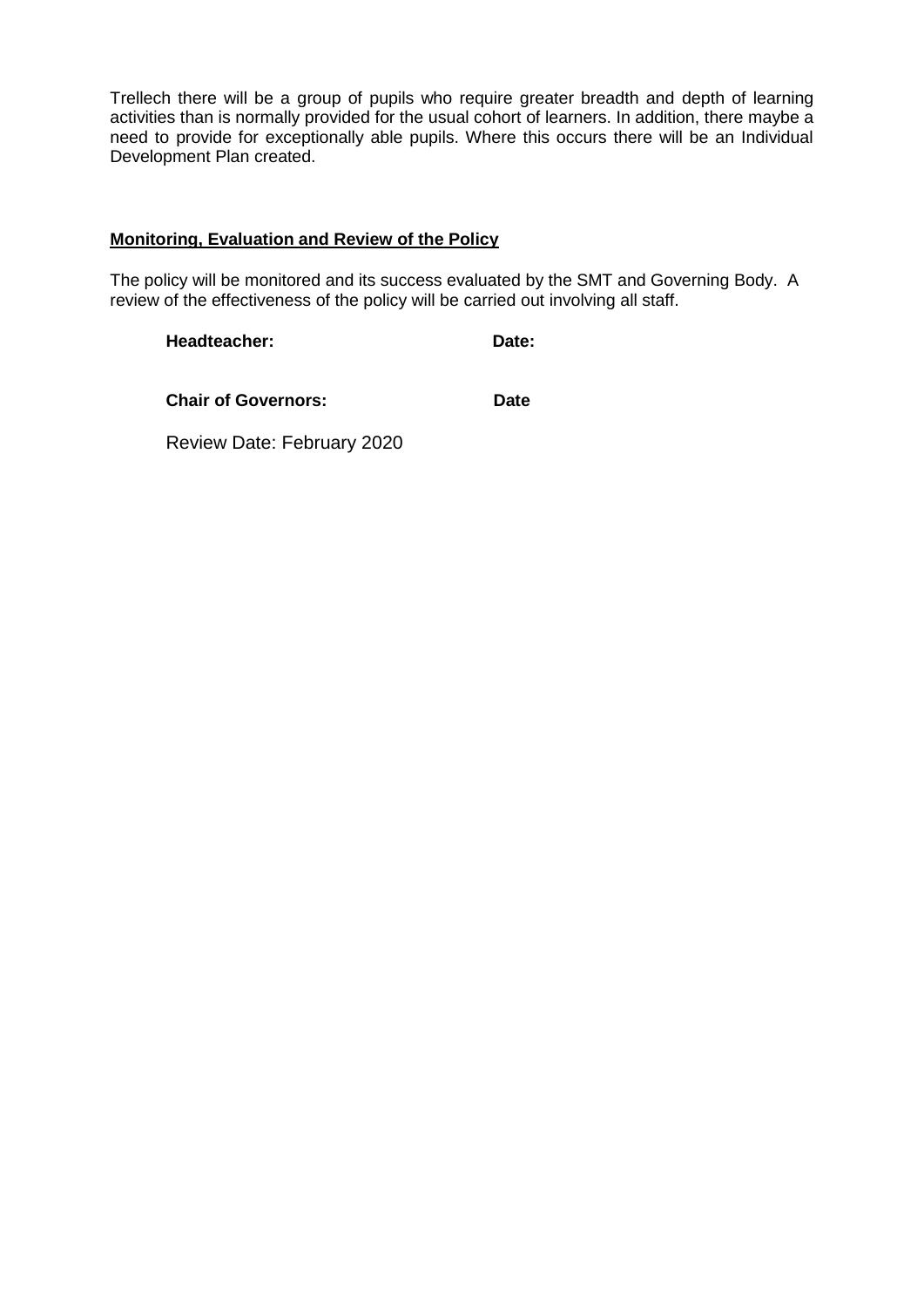Trellech there will be a group of pupils who require greater breadth and depth of learning activities than is normally provided for the usual cohort of learners. In addition, there maybe a need to provide for exceptionally able pupils. Where this occurs there will be an Individual Development Plan created.

## Monitoring, Evaluation and Review of the Policy

The policy will be monitored and its success evaluated by the SMT and Governing Body. A review of the effectiveness of the policy will be carried out involving all staff.

**Headteacher:** **Date:**

**Chair of Governors:** **Date**

Review Date: February 2020